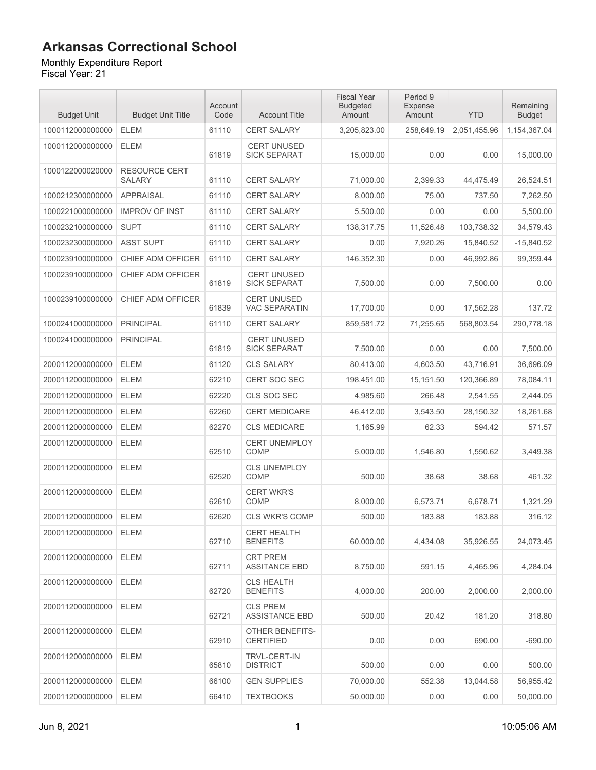# Arkansas Correctional School

Monthly Expenditure Report
Fiscal Year: 21

| Budget Unit | Budget Unit Title | Account Code | Account Title | Fiscal Year Budgeted Amount | Period 9 Expense Amount | YTD | Remaining Budget |
|---|---|---|---|---|---|---|---|
| 1000112000000000 | ELEM | 61110 | CERT SALARY | 3,205,823.00 | 258,649.19 | 2,051,455.96 | 1,154,367.04 |
| 1000112000000000 | ELEM | 61819 | CERT UNUSED SICK SEPARAT | 15,000.00 | 0.00 | 0.00 | 15,000.00 |
| 1000122000020000 | RESOURCE CERT SALARY | 61110 | CERT SALARY | 71,000.00 | 2,399.33 | 44,475.49 | 26,524.51 |
| 1000212300000000 | APPRAISAL | 61110 | CERT SALARY | 8,000.00 | 75.00 | 737.50 | 7,262.50 |
| 1000221000000000 | IMPROV OF INST | 61110 | CERT SALARY | 5,500.00 | 0.00 | 0.00 | 5,500.00 |
| 1000232100000000 | SUPT | 61110 | CERT SALARY | 138,317.75 | 11,526.48 | 103,738.32 | 34,579.43 |
| 1000232300000000 | ASST SUPT | 61110 | CERT SALARY | 0.00 | 7,920.26 | 15,840.52 | -15,840.52 |
| 1000239100000000 | CHIEF ADM OFFICER | 61110 | CERT SALARY | 146,352.30 | 0.00 | 46,992.86 | 99,359.44 |
| 1000239100000000 | CHIEF ADM OFFICER | 61819 | CERT UNUSED SICK SEPARAT | 7,500.00 | 0.00 | 7,500.00 | 0.00 |
| 1000239100000000 | CHIEF ADM OFFICER | 61839 | CERT UNUSED VAC SEPARATIN | 17,700.00 | 0.00 | 17,562.28 | 137.72 |
| 1000241000000000 | PRINCIPAL | 61110 | CERT SALARY | 859,581.72 | 71,255.65 | 568,803.54 | 290,778.18 |
| 1000241000000000 | PRINCIPAL | 61819 | CERT UNUSED SICK SEPARAT | 7,500.00 | 0.00 | 0.00 | 7,500.00 |
| 2000112000000000 | ELEM | 61120 | CLS SALARY | 80,413.00 | 4,603.50 | 43,716.91 | 36,696.09 |
| 2000112000000000 | ELEM | 62210 | CERT SOC SEC | 198,451.00 | 15,151.50 | 120,366.89 | 78,084.11 |
| 2000112000000000 | ELEM | 62220 | CLS SOC SEC | 4,985.60 | 266.48 | 2,541.55 | 2,444.05 |
| 2000112000000000 | ELEM | 62260 | CERT MEDICARE | 46,412.00 | 3,543.50 | 28,150.32 | 18,261.68 |
| 2000112000000000 | ELEM | 62270 | CLS MEDICARE | 1,165.99 | 62.33 | 594.42 | 571.57 |
| 2000112000000000 | ELEM | 62510 | CERT UNEMPLOY COMP | 5,000.00 | 1,546.80 | 1,550.62 | 3,449.38 |
| 2000112000000000 | ELEM | 62520 | CLS UNEMPLOY COMP | 500.00 | 38.68 | 38.68 | 461.32 |
| 2000112000000000 | ELEM | 62610 | CERT WKR'S COMP | 8,000.00 | 6,573.71 | 6,678.71 | 1,321.29 |
| 2000112000000000 | ELEM | 62620 | CLS WKR'S COMP | 500.00 | 183.88 | 183.88 | 316.12 |
| 2000112000000000 | ELEM | 62710 | CERT HEALTH BENEFITS | 60,000.00 | 4,434.08 | 35,926.55 | 24,073.45 |
| 2000112000000000 | ELEM | 62711 | CRT PREM ASSITANCE EBD | 8,750.00 | 591.15 | 4,465.96 | 4,284.04 |
| 2000112000000000 | ELEM | 62720 | CLS HEALTH BENEFITS | 4,000.00 | 200.00 | 2,000.00 | 2,000.00 |
| 2000112000000000 | ELEM | 62721 | CLS PREM ASSISTANCE EBD | 500.00 | 20.42 | 181.20 | 318.80 |
| 2000112000000000 | ELEM | 62910 | OTHER BENEFITS-CERTIFIED | 0.00 | 0.00 | 690.00 | -690.00 |
| 2000112000000000 | ELEM | 65810 | TRVL-CERT-IN DISTRICT | 500.00 | 0.00 | 0.00 | 500.00 |
| 2000112000000000 | ELEM | 66100 | GEN SUPPLIES | 70,000.00 | 552.38 | 13,044.58 | 56,955.42 |
| 2000112000000000 | ELEM | 66410 | TEXTBOOKS | 50,000.00 | 0.00 | 0.00 | 50,000.00 |

Jun 8, 2021 10:05:06 AM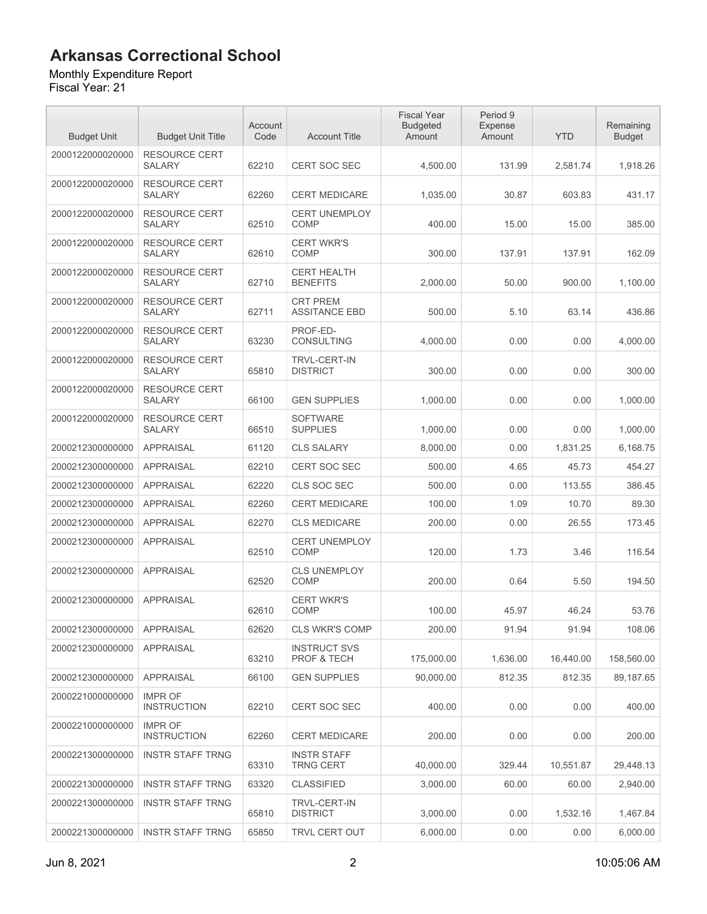# Arkansas Correctional School

Monthly Expenditure Report
Fiscal Year: 21

| Budget Unit | Budget Unit Title | Account Code | Account Title | Fiscal Year Budgeted Amount | Period 9 Expense Amount | YTD | Remaining Budget |
|---|---|---|---|---|---|---|---|
| 2000122000020000 | RESOURCE CERT SALARY | 62210 | CERT SOC SEC | 4,500.00 | 131.99 | 2,581.74 | 1,918.26 |
| 2000122000020000 | RESOURCE CERT SALARY | 62260 | CERT MEDICARE | 1,035.00 | 30.87 | 603.83 | 431.17 |
| 2000122000020000 | RESOURCE CERT SALARY | 62510 | CERT UNEMPLOY COMP | 400.00 | 15.00 | 15.00 | 385.00 |
| 2000122000020000 | RESOURCE CERT SALARY | 62610 | CERT WKR'S COMP | 300.00 | 137.91 | 137.91 | 162.09 |
| 2000122000020000 | RESOURCE CERT SALARY | 62710 | CERT HEALTH BENEFITS | 2,000.00 | 50.00 | 900.00 | 1,100.00 |
| 2000122000020000 | RESOURCE CERT SALARY | 62711 | CRT PREM ASSITANCE EBD | 500.00 | 5.10 | 63.14 | 436.86 |
| 2000122000020000 | RESOURCE CERT SALARY | 63230 | PROF-ED-CONSULTING | 4,000.00 | 0.00 | 0.00 | 4,000.00 |
| 2000122000020000 | RESOURCE CERT SALARY | 65810 | TRVL-CERT-IN DISTRICT | 300.00 | 0.00 | 0.00 | 300.00 |
| 2000122000020000 | RESOURCE CERT SALARY | 66100 | GEN SUPPLIES | 1,000.00 | 0.00 | 0.00 | 1,000.00 |
| 2000122000020000 | RESOURCE CERT SALARY | 66510 | SOFTWARE SUPPLIES | 1,000.00 | 0.00 | 0.00 | 1,000.00 |
| 2000212300000000 | APPRAISAL | 61120 | CLS SALARY | 8,000.00 | 0.00 | 1,831.25 | 6,168.75 |
| 2000212300000000 | APPRAISAL | 62210 | CERT SOC SEC | 500.00 | 4.65 | 45.73 | 454.27 |
| 2000212300000000 | APPRAISAL | 62220 | CLS SOC SEC | 500.00 | 0.00 | 113.55 | 386.45 |
| 2000212300000000 | APPRAISAL | 62260 | CERT MEDICARE | 100.00 | 1.09 | 10.70 | 89.30 |
| 2000212300000000 | APPRAISAL | 62270 | CLS MEDICARE | 200.00 | 0.00 | 26.55 | 173.45 |
| 2000212300000000 | APPRAISAL | 62510 | CERT UNEMPLOY COMP | 120.00 | 1.73 | 3.46 | 116.54 |
| 2000212300000000 | APPRAISAL | 62520 | CLS UNEMPLOY COMP | 200.00 | 0.64 | 5.50 | 194.50 |
| 2000212300000000 | APPRAISAL | 62610 | CERT WKR'S COMP | 100.00 | 45.97 | 46.24 | 53.76 |
| 2000212300000000 | APPRAISAL | 62620 | CLS WKR'S COMP | 200.00 | 91.94 | 91.94 | 108.06 |
| 2000212300000000 | APPRAISAL | 63210 | INSTRUCT SVS PROF & TECH | 175,000.00 | 1,636.00 | 16,440.00 | 158,560.00 |
| 2000212300000000 | APPRAISAL | 66100 | GEN SUPPLIES | 90,000.00 | 812.35 | 812.35 | 89,187.65 |
| 2000221000000000 | IMPR OF INSTRUCTION | 62210 | CERT SOC SEC | 400.00 | 0.00 | 0.00 | 400.00 |
| 2000221000000000 | IMPR OF INSTRUCTION | 62260 | CERT MEDICARE | 200.00 | 0.00 | 0.00 | 200.00 |
| 2000221300000000 | INSTR STAFF TRNG | 63310 | INSTR STAFF TRNG CERT | 40,000.00 | 329.44 | 10,551.87 | 29,448.13 |
| 2000221300000000 | INSTR STAFF TRNG | 63320 | CLASSIFIED | 3,000.00 | 60.00 | 60.00 | 2,940.00 |
| 2000221300000000 | INSTR STAFF TRNG | 65810 | TRVL-CERT-IN DISTRICT | 3,000.00 | 0.00 | 1,532.16 | 1,467.84 |
| 2000221300000000 | INSTR STAFF TRNG | 65850 | TRVL CERT OUT | 6,000.00 | 0.00 | 0.00 | 6,000.00 |

Jun 8, 2021 10:05:06 AM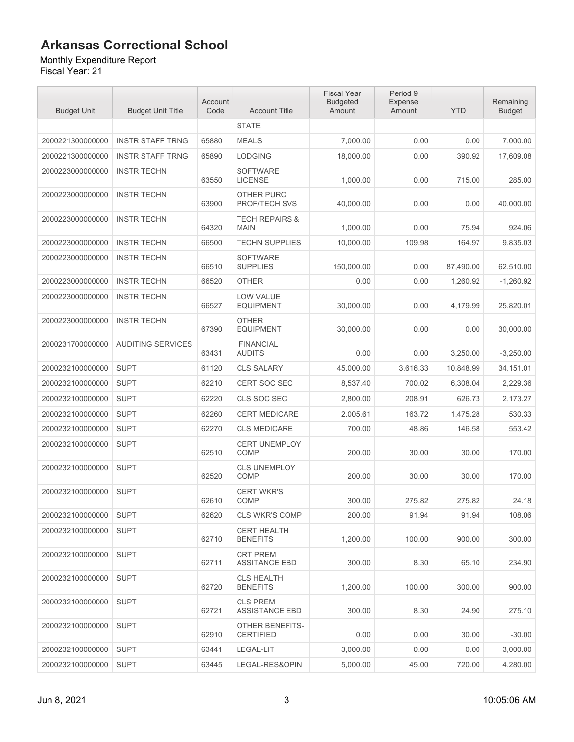# Arkansas Correctional School

Monthly Expenditure Report
Fiscal Year: 21

| Budget Unit | Budget Unit Title | Account Code | Account Title | Fiscal Year Budgeted Amount | Period 9 Expense Amount | YTD | Remaining Budget |
|---|---|---|---|---|---|---|---|
| | | | STATE | | | | |
| 2000221300000000 | INSTR STAFF TRNG | 65880 | MEALS | 7,000.00 | 0.00 | 0.00 | 7,000.00 |
| 2000221300000000 | INSTR STAFF TRNG | 65890 | LODGING | 18,000.00 | 0.00 | 390.92 | 17,609.08 |
| 2000223000000000 | INSTR TECHN | 63550 | SOFTWARE LICENSE | 1,000.00 | 0.00 | 715.00 | 285.00 |
| 2000223000000000 | INSTR TECHN | 63900 | OTHER PURC PROF/TECH SVS | 40,000.00 | 0.00 | 0.00 | 40,000.00 |
| 2000223000000000 | INSTR TECHN | 64320 | TECH REPAIRS & MAIN | 1,000.00 | 0.00 | 75.94 | 924.06 |
| 2000223000000000 | INSTR TECHN | 66500 | TECHN SUPPLIES | 10,000.00 | 109.98 | 164.97 | 9,835.03 |
| 2000223000000000 | INSTR TECHN | 66510 | SOFTWARE SUPPLIES | 150,000.00 | 0.00 | 87,490.00 | 62,510.00 |
| 2000223000000000 | INSTR TECHN | 66520 | OTHER | 0.00 | 0.00 | 1,260.92 | -1,260.92 |
| 2000223000000000 | INSTR TECHN | 66527 | LOW VALUE EQUIPMENT | 30,000.00 | 0.00 | 4,179.99 | 25,820.01 |
| 2000223000000000 | INSTR TECHN | 67390 | OTHER EQUIPMENT | 30,000.00 | 0.00 | 0.00 | 30,000.00 |
| 2000231700000000 | AUDITING SERVICES | 63431 | FINANCIAL AUDITS | 0.00 | 0.00 | 3,250.00 | -3,250.00 |
| 2000232100000000 | SUPT | 61120 | CLS SALARY | 45,000.00 | 3,616.33 | 10,848.99 | 34,151.01 |
| 2000232100000000 | SUPT | 62210 | CERT SOC SEC | 8,537.40 | 700.02 | 6,308.04 | 2,229.36 |
| 2000232100000000 | SUPT | 62220 | CLS SOC SEC | 2,800.00 | 208.91 | 626.73 | 2,173.27 |
| 2000232100000000 | SUPT | 62260 | CERT MEDICARE | 2,005.61 | 163.72 | 1,475.28 | 530.33 |
| 2000232100000000 | SUPT | 62270 | CLS MEDICARE | 700.00 | 48.86 | 146.58 | 553.42 |
| 2000232100000000 | SUPT | 62510 | CERT UNEMPLOY COMP | 200.00 | 30.00 | 30.00 | 170.00 |
| 2000232100000000 | SUPT | 62520 | CLS UNEMPLOY COMP | 200.00 | 30.00 | 30.00 | 170.00 |
| 2000232100000000 | SUPT | 62610 | CERT WKR'S COMP | 300.00 | 275.82 | 275.82 | 24.18 |
| 2000232100000000 | SUPT | 62620 | CLS WKR'S COMP | 200.00 | 91.94 | 91.94 | 108.06 |
| 2000232100000000 | SUPT | 62710 | CERT HEALTH BENEFITS | 1,200.00 | 100.00 | 900.00 | 300.00 |
| 2000232100000000 | SUPT | 62711 | CRT PREM ASSITANCE EBD | 300.00 | 8.30 | 65.10 | 234.90 |
| 2000232100000000 | SUPT | 62720 | CLS HEALTH BENEFITS | 1,200.00 | 100.00 | 300.00 | 900.00 |
| 2000232100000000 | SUPT | 62721 | CLS PREM ASSISTANCE EBD | 300.00 | 8.30 | 24.90 | 275.10 |
| 2000232100000000 | SUPT | 62910 | OTHER BENEFITS-CERTIFIED | 0.00 | 0.00 | 30.00 | -30.00 |
| 2000232100000000 | SUPT | 63441 | LEGAL-LIT | 3,000.00 | 0.00 | 0.00 | 3,000.00 |
| 2000232100000000 | SUPT | 63445 | LEGAL-RES&OPIN | 5,000.00 | 45.00 | 720.00 | 4,280.00 |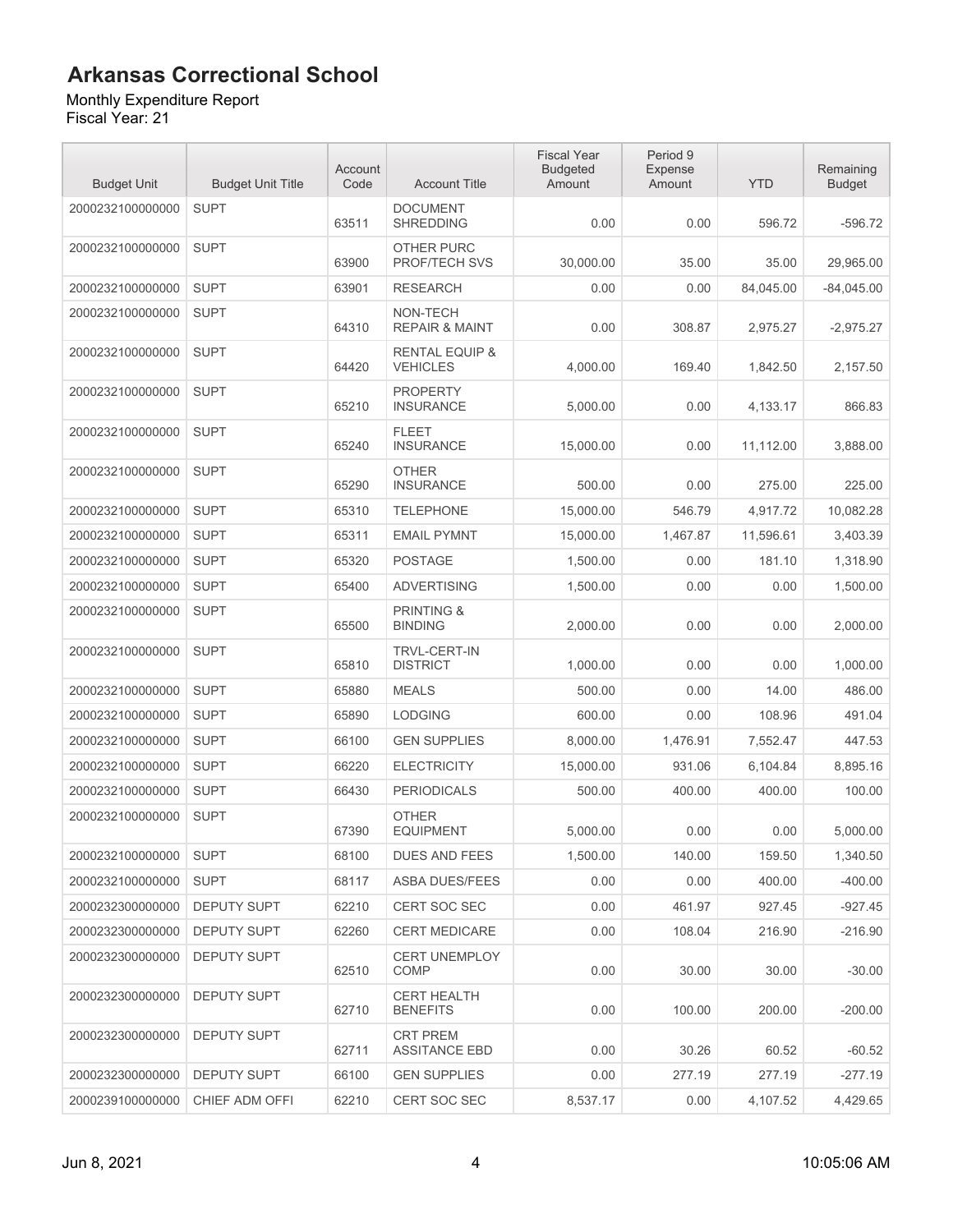# Arkansas Correctional School

Monthly Expenditure Report
Fiscal Year: 21

| Budget Unit | Budget Unit Title | Account Code | Account Title | Fiscal Year Budgeted Amount | Period 9 Expense Amount | YTD | Remaining Budget |
|---|---|---|---|---|---|---|---|
| 2000232100000000 | SUPT | 63511 | DOCUMENT SHREDDING | 0.00 | 0.00 | 596.72 | -596.72 |
| 2000232100000000 | SUPT | 63900 | OTHER PURC PROF/TECH SVS | 30,000.00 | 35.00 | 35.00 | 29,965.00 |
| 2000232100000000 | SUPT | 63901 | RESEARCH | 0.00 | 0.00 | 84,045.00 | -84,045.00 |
| 2000232100000000 | SUPT | 64310 | NON-TECH REPAIR & MAINT | 0.00 | 308.87 | 2,975.27 | -2,975.27 |
| 2000232100000000 | SUPT | 64420 | RENTAL EQUIP & VEHICLES | 4,000.00 | 169.40 | 1,842.50 | 2,157.50 |
| 2000232100000000 | SUPT | 65210 | PROPERTY INSURANCE | 5,000.00 | 0.00 | 4,133.17 | 866.83 |
| 2000232100000000 | SUPT | 65240 | FLEET INSURANCE | 15,000.00 | 0.00 | 11,112.00 | 3,888.00 |
| 2000232100000000 | SUPT | 65290 | OTHER INSURANCE | 500.00 | 0.00 | 275.00 | 225.00 |
| 2000232100000000 | SUPT | 65310 | TELEPHONE | 15,000.00 | 546.79 | 4,917.72 | 10,082.28 |
| 2000232100000000 | SUPT | 65311 | EMAIL PYMNT | 15,000.00 | 1,467.87 | 11,596.61 | 3,403.39 |
| 2000232100000000 | SUPT | 65320 | POSTAGE | 1,500.00 | 0.00 | 181.10 | 1,318.90 |
| 2000232100000000 | SUPT | 65400 | ADVERTISING | 1,500.00 | 0.00 | 0.00 | 1,500.00 |
| 2000232100000000 | SUPT | 65500 | PRINTING & BINDING | 2,000.00 | 0.00 | 0.00 | 2,000.00 |
| 2000232100000000 | SUPT | 65810 | TRVL-CERT-IN DISTRICT | 1,000.00 | 0.00 | 0.00 | 1,000.00 |
| 2000232100000000 | SUPT | 65880 | MEALS | 500.00 | 0.00 | 14.00 | 486.00 |
| 2000232100000000 | SUPT | 65890 | LODGING | 600.00 | 0.00 | 108.96 | 491.04 |
| 2000232100000000 | SUPT | 66100 | GEN SUPPLIES | 8,000.00 | 1,476.91 | 7,552.47 | 447.53 |
| 2000232100000000 | SUPT | 66220 | ELECTRICITY | 15,000.00 | 931.06 | 6,104.84 | 8,895.16 |
| 2000232100000000 | SUPT | 66430 | PERIODICALS | 500.00 | 400.00 | 400.00 | 100.00 |
| 2000232100000000 | SUPT | 67390 | OTHER EQUIPMENT | 5,000.00 | 0.00 | 0.00 | 5,000.00 |
| 2000232100000000 | SUPT | 68100 | DUES AND FEES | 1,500.00 | 140.00 | 159.50 | 1,340.50 |
| 2000232100000000 | SUPT | 68117 | ASBA DUES/FEES | 0.00 | 0.00 | 400.00 | -400.00 |
| 2000232300000000 | DEPUTY SUPT | 62210 | CERT SOC SEC | 0.00 | 461.97 | 927.45 | -927.45 |
| 2000232300000000 | DEPUTY SUPT | 62260 | CERT MEDICARE | 0.00 | 108.04 | 216.90 | -216.90 |
| 2000232300000000 | DEPUTY SUPT | 62510 | CERT UNEMPLOY COMP | 0.00 | 30.00 | 30.00 | -30.00 |
| 2000232300000000 | DEPUTY SUPT | 62710 | CERT HEALTH BENEFITS | 0.00 | 100.00 | 200.00 | -200.00 |
| 2000232300000000 | DEPUTY SUPT | 62711 | CRT PREM ASSITANCE EBD | 0.00 | 30.26 | 60.52 | -60.52 |
| 2000232300000000 | DEPUTY SUPT | 66100 | GEN SUPPLIES | 0.00 | 277.19 | 277.19 | -277.19 |
| 2000239100000000 | CHIEF ADM OFFI | 62210 | CERT SOC SEC | 8,537.17 | 0.00 | 4,107.52 | 4,429.65 |

Jun 8, 2021 10:05:06 AM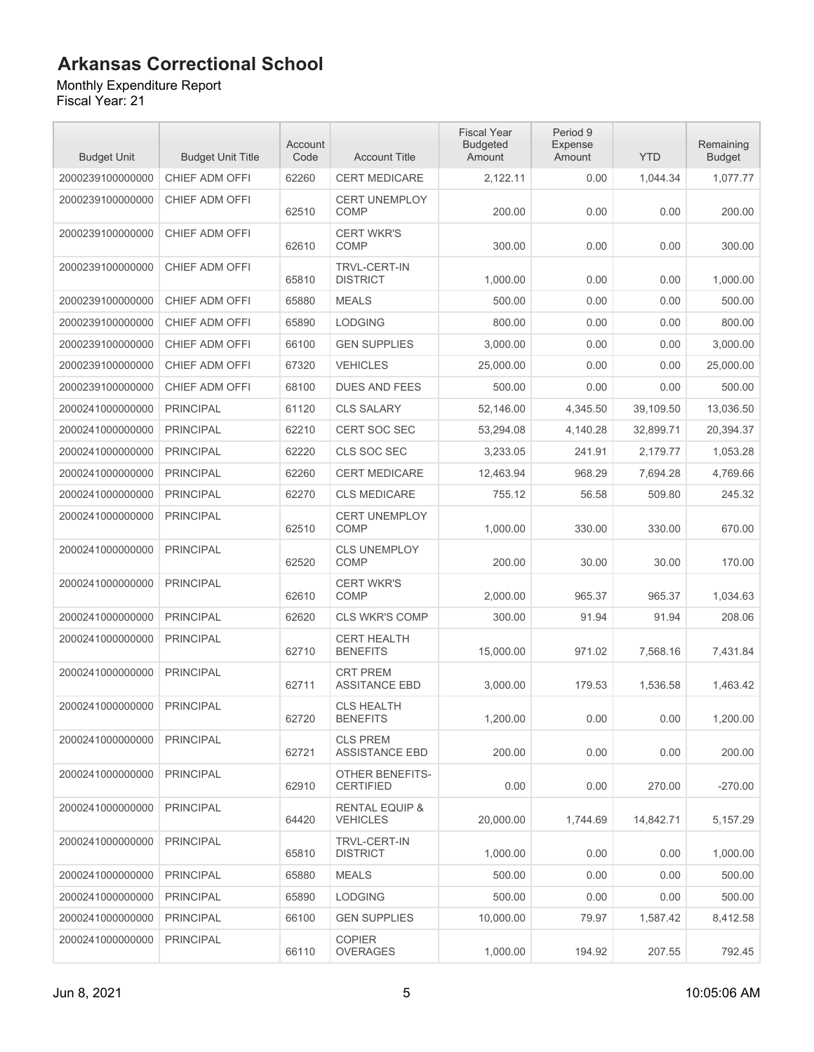# Arkansas Correctional School

Monthly Expenditure Report
Fiscal Year: 21

| Budget Unit | Budget Unit Title | Account Code | Account Title | Fiscal Year Budgeted Amount | Period 9 Expense Amount | YTD | Remaining Budget |
|---|---|---|---|---|---|---|---|
| 2000239100000000 | CHIEF ADM OFFI | 62260 | CERT MEDICARE | 2,122.11 | 0.00 | 1,044.34 | 1,077.77 |
| 2000239100000000 | CHIEF ADM OFFI | 62510 | CERT UNEMPLOY COMP | 200.00 | 0.00 | 0.00 | 200.00 |
| 2000239100000000 | CHIEF ADM OFFI | 62610 | CERT WKR'S COMP | 300.00 | 0.00 | 0.00 | 300.00 |
| 2000239100000000 | CHIEF ADM OFFI | 65810 | TRVL-CERT-IN DISTRICT | 1,000.00 | 0.00 | 0.00 | 1,000.00 |
| 2000239100000000 | CHIEF ADM OFFI | 65880 | MEALS | 500.00 | 0.00 | 0.00 | 500.00 |
| 2000239100000000 | CHIEF ADM OFFI | 65890 | LODGING | 800.00 | 0.00 | 0.00 | 800.00 |
| 2000239100000000 | CHIEF ADM OFFI | 66100 | GEN SUPPLIES | 3,000.00 | 0.00 | 0.00 | 3,000.00 |
| 2000239100000000 | CHIEF ADM OFFI | 67320 | VEHICLES | 25,000.00 | 0.00 | 0.00 | 25,000.00 |
| 2000239100000000 | CHIEF ADM OFFI | 68100 | DUES AND FEES | 500.00 | 0.00 | 0.00 | 500.00 |
| 2000241000000000 | PRINCIPAL | 61120 | CLS SALARY | 52,146.00 | 4,345.50 | 39,109.50 | 13,036.50 |
| 2000241000000000 | PRINCIPAL | 62210 | CERT SOC SEC | 53,294.08 | 4,140.28 | 32,899.71 | 20,394.37 |
| 2000241000000000 | PRINCIPAL | 62220 | CLS SOC SEC | 3,233.05 | 241.91 | 2,179.77 | 1,053.28 |
| 2000241000000000 | PRINCIPAL | 62260 | CERT MEDICARE | 12,463.94 | 968.29 | 7,694.28 | 4,769.66 |
| 2000241000000000 | PRINCIPAL | 62270 | CLS MEDICARE | 755.12 | 56.58 | 509.80 | 245.32 |
| 2000241000000000 | PRINCIPAL | 62510 | CERT UNEMPLOY COMP | 1,000.00 | 330.00 | 330.00 | 670.00 |
| 2000241000000000 | PRINCIPAL | 62520 | CLS UNEMPLOY COMP | 200.00 | 30.00 | 30.00 | 170.00 |
| 2000241000000000 | PRINCIPAL | 62610 | CERT WKR'S COMP | 2,000.00 | 965.37 | 965.37 | 1,034.63 |
| 2000241000000000 | PRINCIPAL | 62620 | CLS WKR'S COMP | 300.00 | 91.94 | 91.94 | 208.06 |
| 2000241000000000 | PRINCIPAL | 62710 | CERT HEALTH BENEFITS | 15,000.00 | 971.02 | 7,568.16 | 7,431.84 |
| 2000241000000000 | PRINCIPAL | 62711 | CRT PREM ASSITANCE EBD | 3,000.00 | 179.53 | 1,536.58 | 1,463.42 |
| 2000241000000000 | PRINCIPAL | 62720 | CLS HEALTH BENEFITS | 1,200.00 | 0.00 | 0.00 | 1,200.00 |
| 2000241000000000 | PRINCIPAL | 62721 | CLS PREM ASSISTANCE EBD | 200.00 | 0.00 | 0.00 | 200.00 |
| 2000241000000000 | PRINCIPAL | 62910 | OTHER BENEFITS-CERTIFIED | 0.00 | 0.00 | 270.00 | -270.00 |
| 2000241000000000 | PRINCIPAL | 64420 | RENTAL EQUIP & VEHICLES | 20,000.00 | 1,744.69 | 14,842.71 | 5,157.29 |
| 2000241000000000 | PRINCIPAL | 65810 | TRVL-CERT-IN DISTRICT | 1,000.00 | 0.00 | 0.00 | 1,000.00 |
| 2000241000000000 | PRINCIPAL | 65880 | MEALS | 500.00 | 0.00 | 0.00 | 500.00 |
| 2000241000000000 | PRINCIPAL | 65890 | LODGING | 500.00 | 0.00 | 0.00 | 500.00 |
| 2000241000000000 | PRINCIPAL | 66100 | GEN SUPPLIES | 10,000.00 | 79.97 | 1,587.42 | 8,412.58 |
| 2000241000000000 | PRINCIPAL | 66110 | COPIER OVERAGES | 1,000.00 | 194.92 | 207.55 | 792.45 |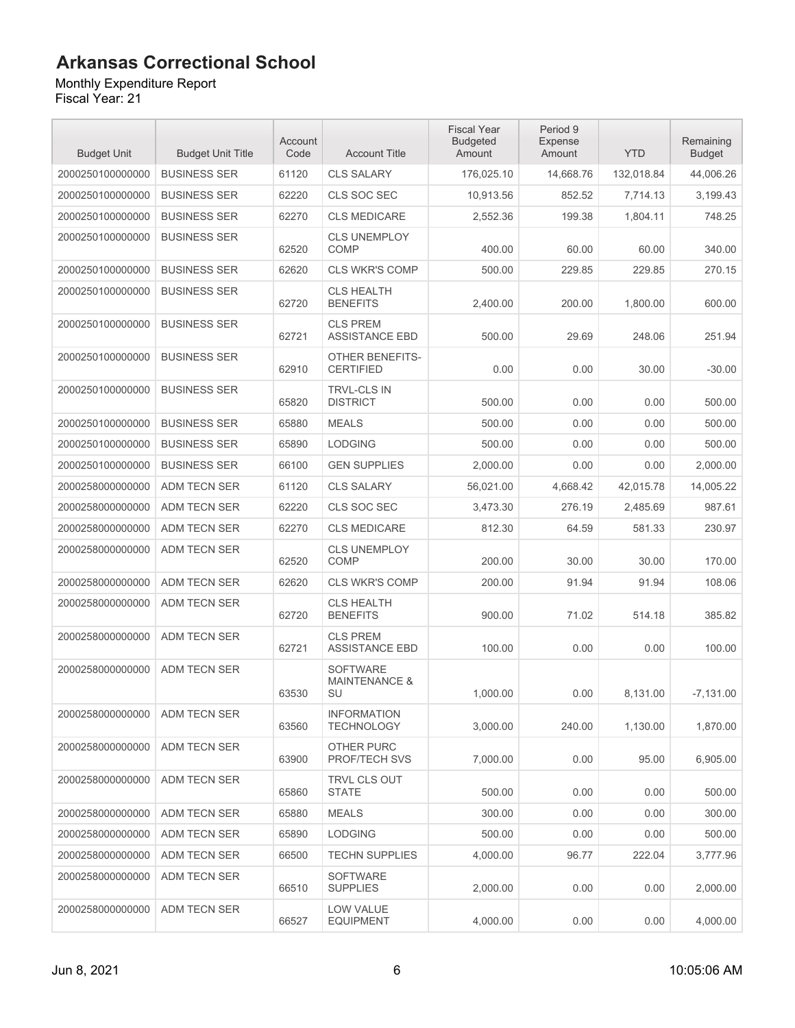# Arkansas Correctional School

Monthly Expenditure Report
Fiscal Year: 21

| Budget Unit | Budget Unit Title | Account Code | Account Title | Fiscal Year Budgeted Amount | Period 9 Expense Amount | YTD | Remaining Budget |
|---|---|---|---|---|---|---|---|
| 2000250100000000 | BUSINESS SER | 61120 | CLS SALARY | 176,025.10 | 14,668.76 | 132,018.84 | 44,006.26 |
| 2000250100000000 | BUSINESS SER | 62220 | CLS SOC SEC | 10,913.56 | 852.52 | 7,714.13 | 3,199.43 |
| 2000250100000000 | BUSINESS SER | 62270 | CLS MEDICARE | 2,552.36 | 199.38 | 1,804.11 | 748.25 |
| 2000250100000000 | BUSINESS SER | 62520 | CLS UNEMPLOY COMP | 400.00 | 60.00 | 60.00 | 340.00 |
| 2000250100000000 | BUSINESS SER | 62620 | CLS WKR'S COMP | 500.00 | 229.85 | 229.85 | 270.15 |
| 2000250100000000 | BUSINESS SER | 62720 | CLS HEALTH BENEFITS | 2,400.00 | 200.00 | 1,800.00 | 600.00 |
| 2000250100000000 | BUSINESS SER | 62721 | CLS PREM ASSISTANCE EBD | 500.00 | 29.69 | 248.06 | 251.94 |
| 2000250100000000 | BUSINESS SER | 62910 | OTHER BENEFITS-CERTIFIED | 0.00 | 0.00 | 30.00 | -30.00 |
| 2000250100000000 | BUSINESS SER | 65820 | TRVL-CLS IN DISTRICT | 500.00 | 0.00 | 0.00 | 500.00 |
| 2000250100000000 | BUSINESS SER | 65880 | MEALS | 500.00 | 0.00 | 0.00 | 500.00 |
| 2000250100000000 | BUSINESS SER | 65890 | LODGING | 500.00 | 0.00 | 0.00 | 500.00 |
| 2000250100000000 | BUSINESS SER | 66100 | GEN SUPPLIES | 2,000.00 | 0.00 | 0.00 | 2,000.00 |
| 2000258000000000 | ADM TECN SER | 61120 | CLS SALARY | 56,021.00 | 4,668.42 | 42,015.78 | 14,005.22 |
| 2000258000000000 | ADM TECN SER | 62220 | CLS SOC SEC | 3,473.30 | 276.19 | 2,485.69 | 987.61 |
| 2000258000000000 | ADM TECN SER | 62270 | CLS MEDICARE | 812.30 | 64.59 | 581.33 | 230.97 |
| 2000258000000000 | ADM TECN SER | 62520 | CLS UNEMPLOY COMP | 200.00 | 30.00 | 30.00 | 170.00 |
| 2000258000000000 | ADM TECN SER | 62620 | CLS WKR'S COMP | 200.00 | 91.94 | 91.94 | 108.06 |
| 2000258000000000 | ADM TECN SER | 62720 | CLS HEALTH BENEFITS | 900.00 | 71.02 | 514.18 | 385.82 |
| 2000258000000000 | ADM TECN SER | 62721 | CLS PREM ASSISTANCE EBD | 100.00 | 0.00 | 0.00 | 100.00 |
| 2000258000000000 | ADM TECN SER | 63530 | SOFTWARE MAINTENANCE & SU | 1,000.00 | 0.00 | 8,131.00 | -7,131.00 |
| 2000258000000000 | ADM TECN SER | 63560 | INFORMATION TECHNOLOGY | 3,000.00 | 240.00 | 1,130.00 | 1,870.00 |
| 2000258000000000 | ADM TECN SER | 63900 | OTHER PURC PROF/TECH SVS | 7,000.00 | 0.00 | 95.00 | 6,905.00 |
| 2000258000000000 | ADM TECN SER | 65860 | TRVL CLS OUT STATE | 500.00 | 0.00 | 0.00 | 500.00 |
| 2000258000000000 | ADM TECN SER | 65880 | MEALS | 300.00 | 0.00 | 0.00 | 300.00 |
| 2000258000000000 | ADM TECN SER | 65890 | LODGING | 500.00 | 0.00 | 0.00 | 500.00 |
| 2000258000000000 | ADM TECN SER | 66500 | TECHN SUPPLIES | 4,000.00 | 96.77 | 222.04 | 3,777.96 |
| 2000258000000000 | ADM TECN SER | 66510 | SOFTWARE SUPPLIES | 2,000.00 | 0.00 | 0.00 | 2,000.00 |
| 2000258000000000 | ADM TECN SER | 66527 | LOW VALUE EQUIPMENT | 4,000.00 | 0.00 | 0.00 | 4,000.00 |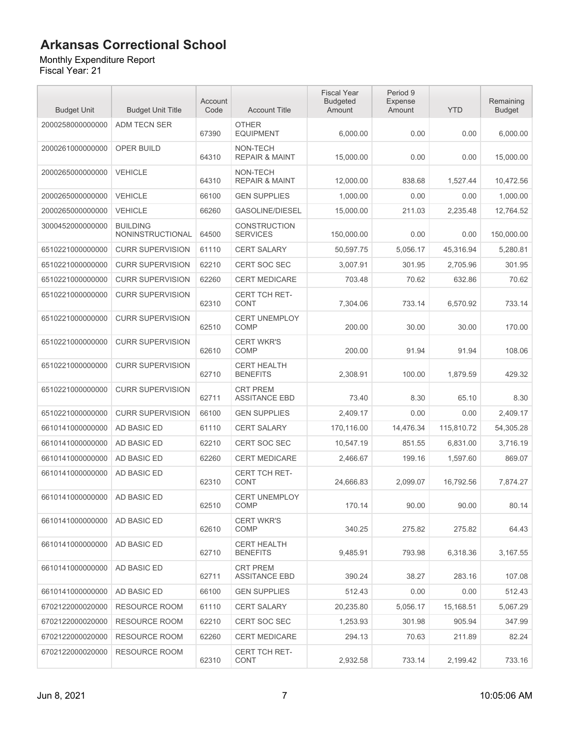# Arkansas Correctional School

Monthly Expenditure Report
Fiscal Year: 21

| Budget Unit | Budget Unit Title | Account Code | Account Title | Fiscal Year Budgeted Amount | Period 9 Expense Amount | YTD | Remaining Budget |
|---|---|---|---|---|---|---|---|
| 2000258000000000 | ADM TECN SER | 67390 | OTHER EQUIPMENT | 6,000.00 | 0.00 | 0.00 | 6,000.00 |
| 2000261000000000 | OPER BUILD | 64310 | NON-TECH REPAIR & MAINT | 15,000.00 | 0.00 | 0.00 | 15,000.00 |
| 2000265000000000 | VEHICLE | 64310 | NON-TECH REPAIR & MAINT | 12,000.00 | 838.68 | 1,527.44 | 10,472.56 |
| 2000265000000000 | VEHICLE | 66100 | GEN SUPPLIES | 1,000.00 | 0.00 | 0.00 | 1,000.00 |
| 2000265000000000 | VEHICLE | 66260 | GASOLINE/DIESEL | 15,000.00 | 211.03 | 2,235.48 | 12,764.52 |
| 3000452000000000 | BUILDING NONINSTRUCTIONAL | 64500 | CONSTRUCTION SERVICES | 150,000.00 | 0.00 | 0.00 | 150,000.00 |
| 6510221000000000 | CURR SUPERVISION | 61110 | CERT SALARY | 50,597.75 | 5,056.17 | 45,316.94 | 5,280.81 |
| 6510221000000000 | CURR SUPERVISION | 62210 | CERT SOC SEC | 3,007.91 | 301.95 | 2,705.96 | 301.95 |
| 6510221000000000 | CURR SUPERVISION | 62260 | CERT MEDICARE | 703.48 | 70.62 | 632.86 | 70.62 |
| 6510221000000000 | CURR SUPERVISION | 62310 | CERT TCH RET-CONT | 7,304.06 | 733.14 | 6,570.92 | 733.14 |
| 6510221000000000 | CURR SUPERVISION | 62510 | CERT UNEMPLOY COMP | 200.00 | 30.00 | 30.00 | 170.00 |
| 6510221000000000 | CURR SUPERVISION | 62610 | CERT WKR'S COMP | 200.00 | 91.94 | 91.94 | 108.06 |
| 6510221000000000 | CURR SUPERVISION | 62710 | CERT HEALTH BENEFITS | 2,308.91 | 100.00 | 1,879.59 | 429.32 |
| 6510221000000000 | CURR SUPERVISION | 62711 | CRT PREM ASSITANCE EBD | 73.40 | 8.30 | 65.10 | 8.30 |
| 6510221000000000 | CURR SUPERVISION | 66100 | GEN SUPPLIES | 2,409.17 | 0.00 | 0.00 | 2,409.17 |
| 6610141000000000 | AD BASIC ED | 61110 | CERT SALARY | 170,116.00 | 14,476.34 | 115,810.72 | 54,305.28 |
| 6610141000000000 | AD BASIC ED | 62210 | CERT SOC SEC | 10,547.19 | 851.55 | 6,831.00 | 3,716.19 |
| 6610141000000000 | AD BASIC ED | 62260 | CERT MEDICARE | 2,466.67 | 199.16 | 1,597.60 | 869.07 |
| 6610141000000000 | AD BASIC ED | 62310 | CERT TCH RET-CONT | 24,666.83 | 2,099.07 | 16,792.56 | 7,874.27 |
| 6610141000000000 | AD BASIC ED | 62510 | CERT UNEMPLOY COMP | 170.14 | 90.00 | 90.00 | 80.14 |
| 6610141000000000 | AD BASIC ED | 62610 | CERT WKR'S COMP | 340.25 | 275.82 | 275.82 | 64.43 |
| 6610141000000000 | AD BASIC ED | 62710 | CERT HEALTH BENEFITS | 9,485.91 | 793.98 | 6,318.36 | 3,167.55 |
| 6610141000000000 | AD BASIC ED | 62711 | CRT PREM ASSITANCE EBD | 390.24 | 38.27 | 283.16 | 107.08 |
| 6610141000000000 | AD BASIC ED | 66100 | GEN SUPPLIES | 512.43 | 0.00 | 0.00 | 512.43 |
| 6702122000020000 | RESOURCE ROOM | 61110 | CERT SALARY | 20,235.80 | 5,056.17 | 15,168.51 | 5,067.29 |
| 6702122000020000 | RESOURCE ROOM | 62210 | CERT SOC SEC | 1,253.93 | 301.98 | 905.94 | 347.99 |
| 6702122000020000 | RESOURCE ROOM | 62260 | CERT MEDICARE | 294.13 | 70.63 | 211.89 | 82.24 |
| 6702122000020000 | RESOURCE ROOM | 62310 | CERT TCH RET-CONT | 2,932.58 | 733.14 | 2,199.42 | 733.16 |

Jun 8, 2021 10:05:06 AM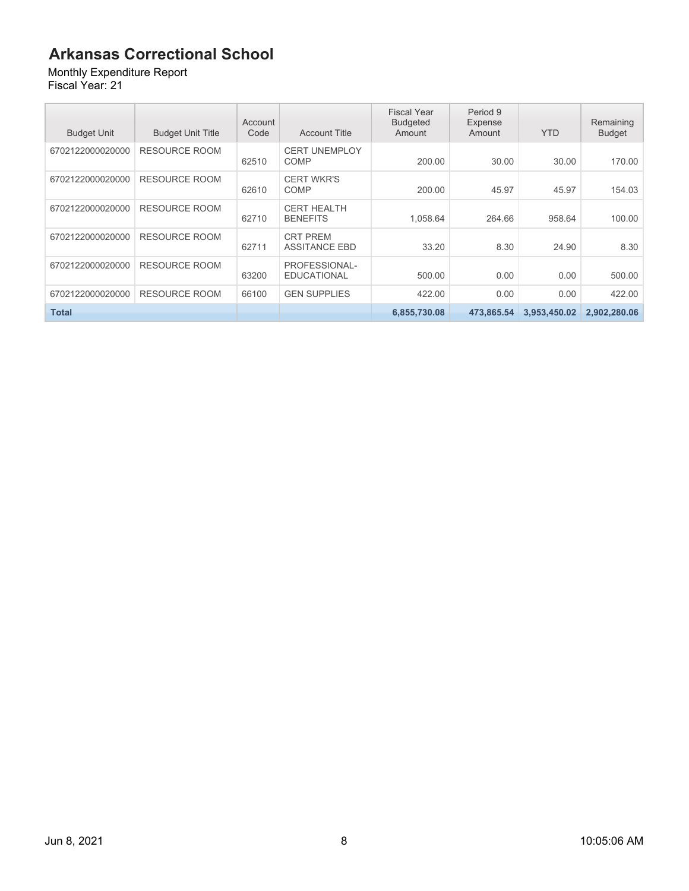# Arkansas Correctional School

Monthly Expenditure Report
Fiscal Year: 21

| Budget Unit | Budget Unit Title | Account Code | Account Title | Fiscal Year Budgeted Amount | Period 9 Expense Amount | YTD | Remaining Budget |
|---|---|---|---|---|---|---|---|
| 6702122000020000 | RESOURCE ROOM | 62510 | CERT UNEMPLOY COMP | 200.00 | 30.00 | 30.00 | 170.00 |
| 6702122000020000 | RESOURCE ROOM | 62610 | CERT WKR'S COMP | 200.00 | 45.97 | 45.97 | 154.03 |
| 6702122000020000 | RESOURCE ROOM | 62710 | CERT HEALTH BENEFITS | 1,058.64 | 264.66 | 958.64 | 100.00 |
| 6702122000020000 | RESOURCE ROOM | 62711 | CRT PREM ASSITANCE EBD | 33.20 | 8.30 | 24.90 | 8.30 |
| 6702122000020000 | RESOURCE ROOM | 63200 | PROFESSIONAL-EDUCATIONAL | 500.00 | 0.00 | 0.00 | 500.00 |
| 6702122000020000 | RESOURCE ROOM | 66100 | GEN SUPPLIES | 422.00 | 0.00 | 0.00 | 422.00 |
| **Total** | | | | **6,855,730.08** | **473,865.54** | **3,953,450.02** | **2,902,280.06** |

Jun 8, 2021 10:05:06 AM